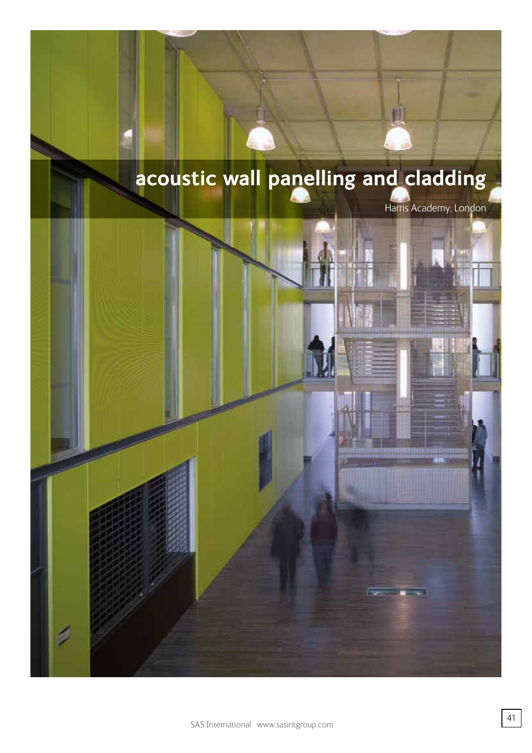# acoustic wall panelling and cladding

Harris Academy, London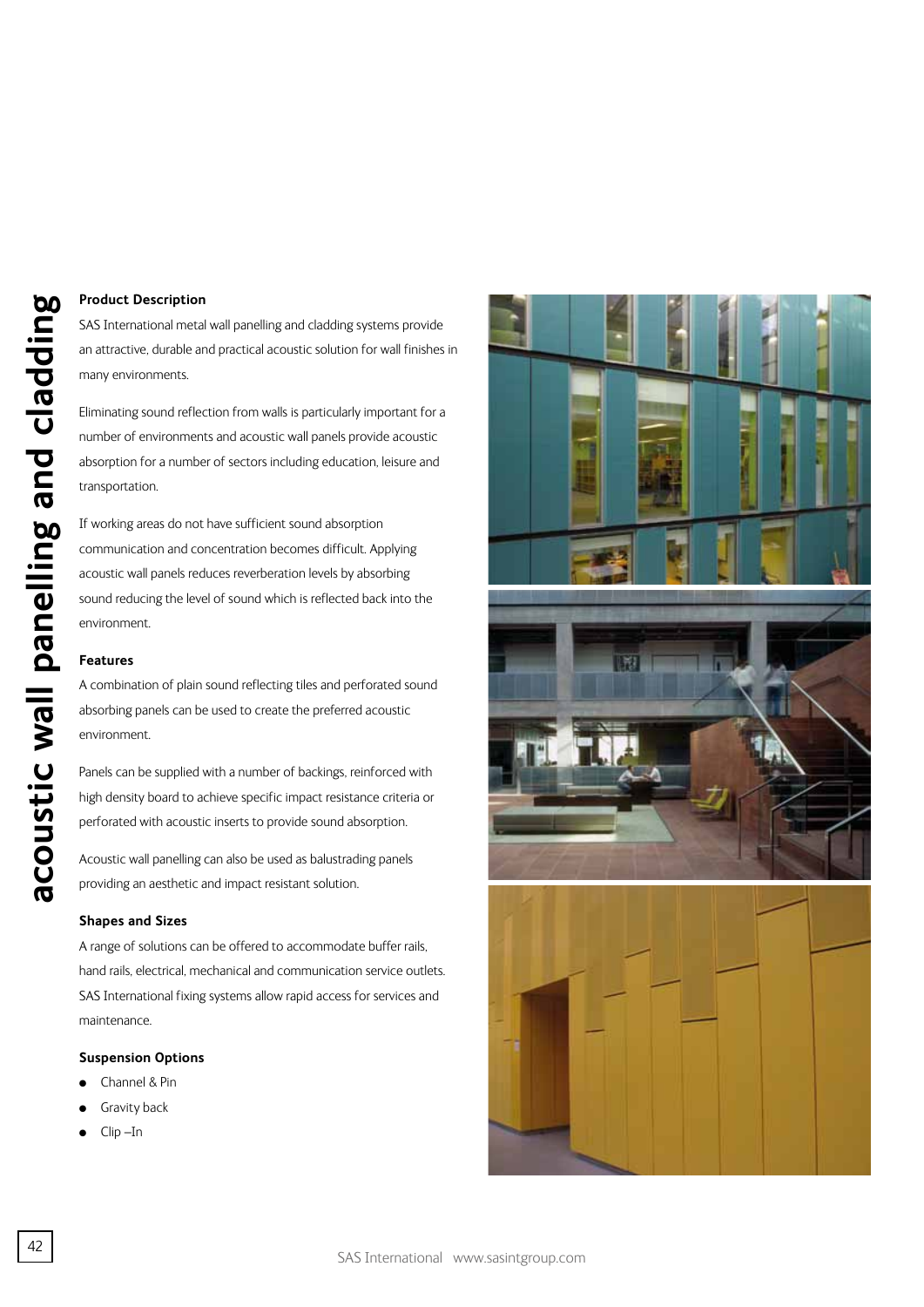# acoustic wall panelling and cladding

## Product Description

SAS International metal wall panelling and cladding systems provide an attractive, durable and practical acoustic solution for wall finishes in many environments.

Eliminating sound reflection from walls is particularly important for a number of environments and acoustic wall panels provide acoustic absorption for a number of sectors including education, leisure and transportation.

If working areas do not have sufficient sound absorption communication and concentration becomes difficult. Applying acoustic wall panels reduces reverberation levels by absorbing sound reducing the level of sound which is reflected back into the environment.

## Features

A combination of plain sound reflecting tiles and perforated sound absorbing panels can be used to create the preferred acoustic environment.

Panels can be supplied with a number of backings, reinforced with high density board to achieve specific impact resistance criteria or perforated with acoustic inserts to provide sound absorption.

Acoustic wall panelling can also be used as balustrading panels providing an aesthetic and impact resistant solution.

## Shapes and Sizes

A range of solutions can be offered to accommodate buffer rails, hand rails, electrical, mechanical and communication service outlets. SAS International fixing systems allow rapid access for services and maintenance.

## Suspension Options

- Channel & Pin
- Gravity back
- Clip –In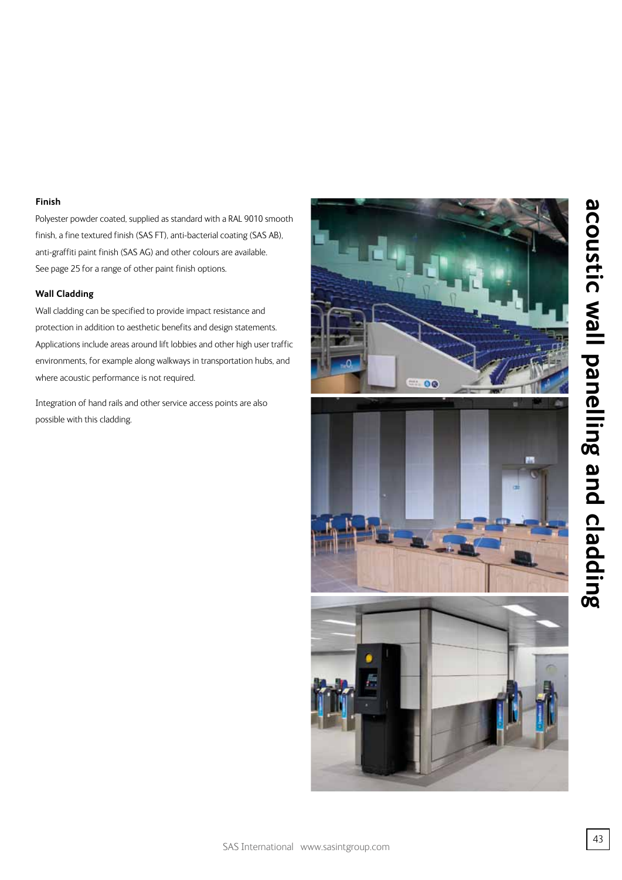# acoustic wall panelling and cladding

### Finish

Polyester powder coated, supplied as standard with a RAL 9010 smooth finish, a fine textured finish (SAS FT), anti-bacterial coating (SAS AB), anti-graffiti paint finish (SAS AG) and other colours are available. See page 25 for a range of other paint finish options.

### Wall Cladding

Wall cladding can be specified to provide impact resistance and protection in addition to aesthetic benefits and design statements. Applications include areas around lift lobbies and other high user traffic environments, for example along walkways in transportation hubs, and where acoustic performance is not required.

Integration of hand rails and other service access points are also possible with this cladding.